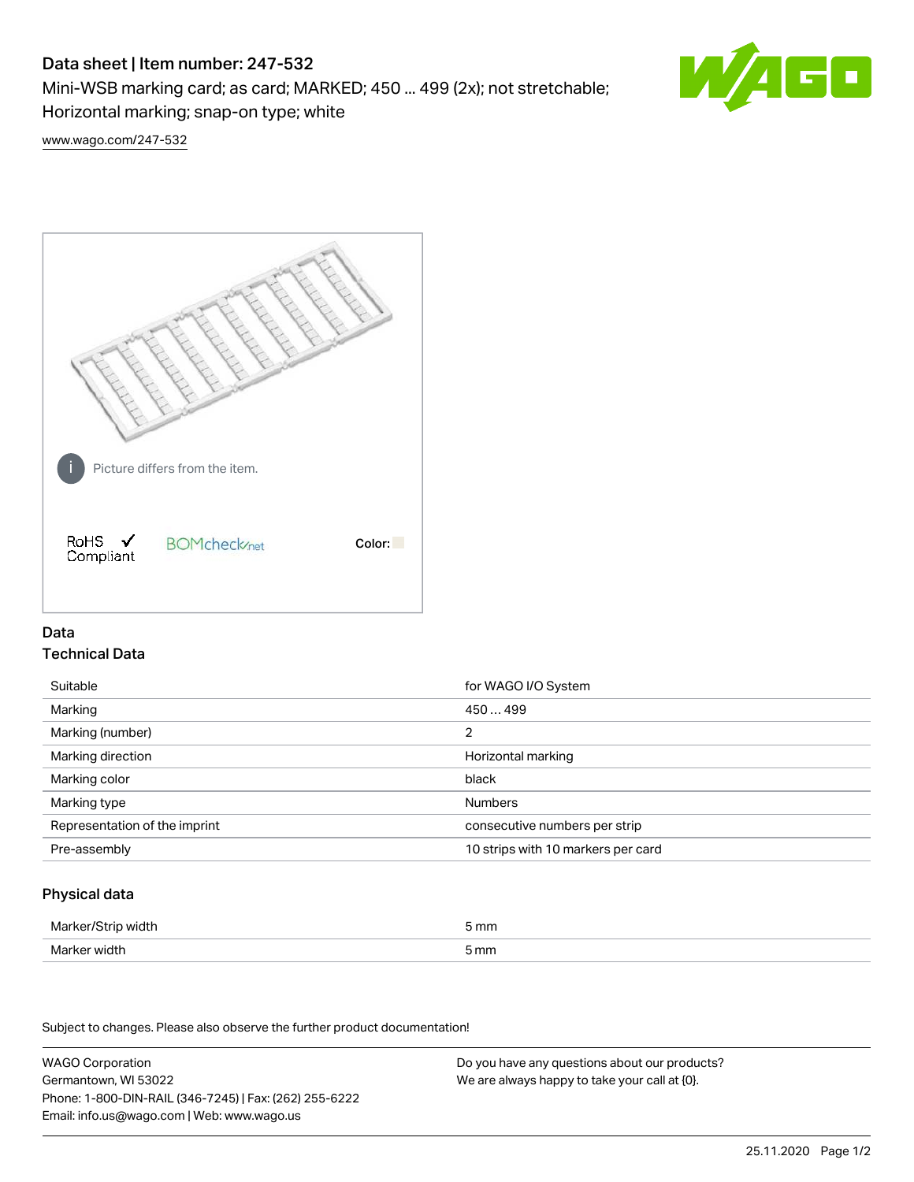# Data sheet | Item number: 247-532

Mini-WSB marking card; as card; MARKED; 450 ... 499 (2x); not stretchable; Horizontal marking; snap-on type; white

www.wago.com/247-532

Picture differs from the item.

RoHS ✓ Compliant

BOMcheck.net

Color:

## Data

### Technical Data

| | |
|---|---|
| Suitable | for WAGO I/O System |
| Marking | 450 … 499 |
| Marking (number) | 2 |
| Marking direction | Horizontal marking |
| Marking color | black |
| Marking type | Numbers |
| Representation of the imprint | consecutive numbers per strip |
| Pre-assembly | 10 strips with 10 markers per card |

### Physical data

| | |
|---|---|
| Marker/Strip width | 5 mm |
| Marker width | 5 mm |

Subject to changes. Please also observe the further product documentation!

WAGO Corporation
Germantown, WI 53022
Phone: 1-800-DIN-RAIL (346-7245) | Fax: (262) 255-6222
Email: info.us@wago.com | Web: www.wago.us

Do you have any questions about our products?
We are always happy to take your call at {0}.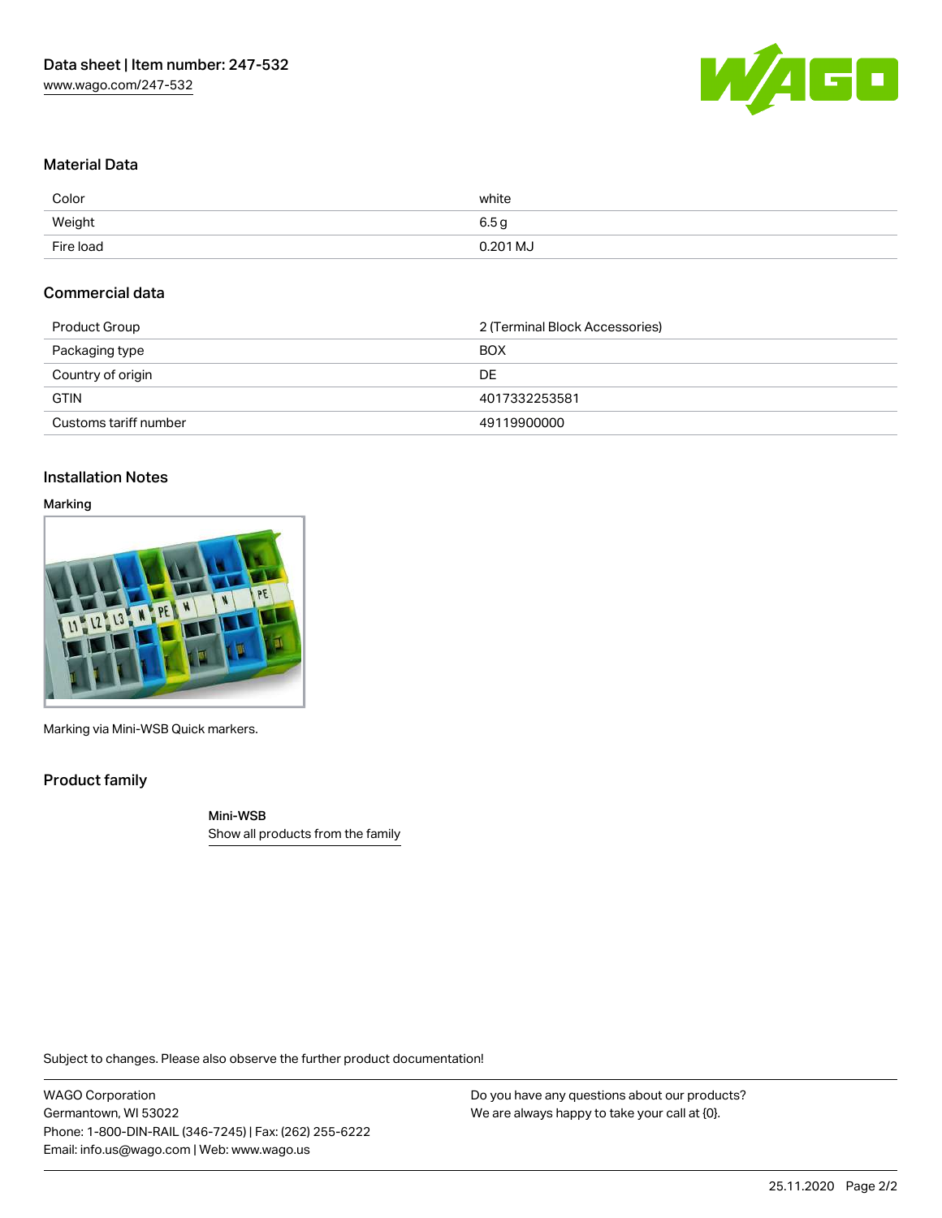## Material Data

| | |
|---|---|
| Color | white |
| Weight | 6.5 g |
| Fire load | 0.201 MJ |

## Commercial data

| | |
|---|---|
| Product Group | 2 (Terminal Block Accessories) |
| Packaging type | BOX |
| Country of origin | DE |
| GTIN | 4017332253581 |
| Customs tariff number | 49119900000 |

## Installation Notes

### Marking

Marking via Mini-WSB Quick markers.

## Product family

Mini-WSB
Show all products from the family

Subject to changes. Please also observe the further product documentation!

WAGO Corporation
Germantown, WI 53022
Phone: 1-800-DIN-RAIL (346-7245) | Fax: (262) 255-6222
Email: info.us@wago.com | Web: www.wago.us

Do you have any questions about our products?
We are always happy to take your call at {0}.